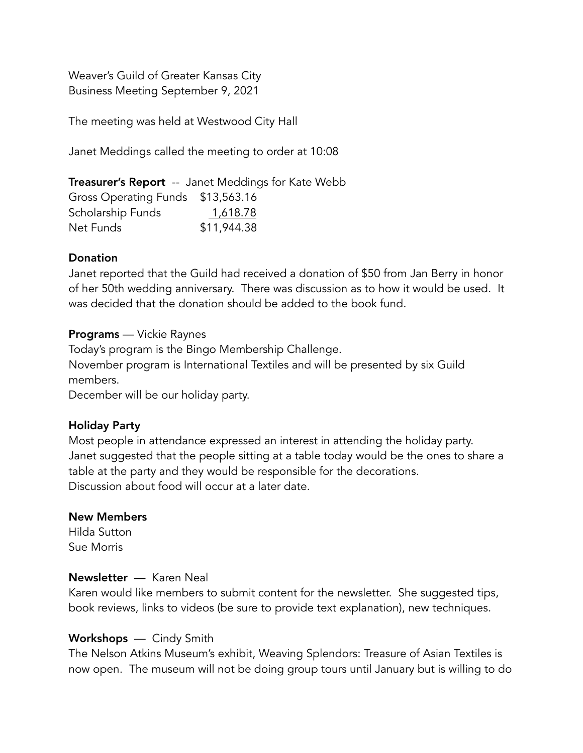Weaver's Guild of Greater Kansas City
Business Meeting September 9, 2021

The meeting was held at Westwood City Hall

Janet Meddings called the meeting to order at 10:08

**Treasurer's Report** -- Janet Meddings for Kate Webb

| | |
|---|---|
| Gross Operating Funds | $13,563.16 |
| Scholarship Funds | 1,618.78 |
| Net Funds | $11,944.38 |

**Donation**

Janet reported that the Guild had received a donation of $50 from Jan Berry in honor of her 50th wedding anniversary. There was discussion as to how it would be used. It was decided that the donation should be added to the book fund.

**Programs** — Vickie Raynes

Today's program is the Bingo Membership Challenge.
November program is International Textiles and will be presented by six Guild members.
December will be our holiday party.

**Holiday Party**

Most people in attendance expressed an interest in attending the holiday party. Janet suggested that the people sitting at a table today would be the ones to share a table at the party and they would be responsible for the decorations.
Discussion about food will occur at a later date.

**New Members**

Hilda Sutton
Sue Morris

**Newsletter** — Karen Neal

Karen would like members to submit content for the newsletter. She suggested tips, book reviews, links to videos (be sure to provide text explanation), new techniques.

**Workshops** — Cindy Smith

The Nelson Atkins Museum's exhibit, Weaving Splendors: Treasure of Asian Textiles is now open. The museum will not be doing group tours until January but is willing to do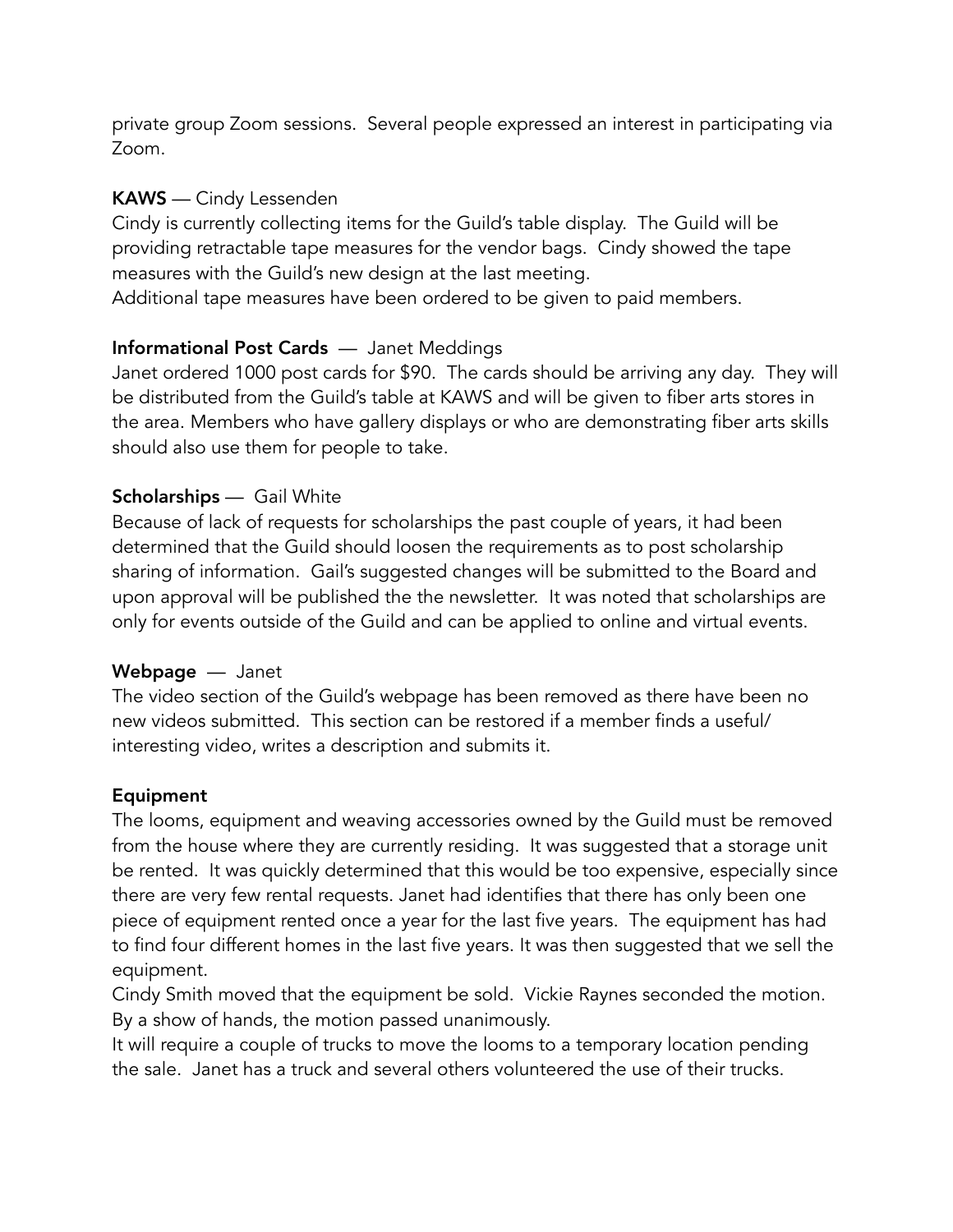private group Zoom sessions.  Several people expressed an interest in participating via Zoom.

**KAWS** — Cindy Lessenden

Cindy is currently collecting items for the Guild's table display.  The Guild will be providing retractable tape measures for the vendor bags.  Cindy showed the tape measures with the Guild's new design at the last meeting.

Additional tape measures have been ordered to be given to paid members.

**Informational Post Cards** — Janet Meddings

Janet ordered 1000 post cards for $90.  The cards should be arriving any day.  They will be distributed from the Guild's table at KAWS and will be given to fiber arts stores in the area. Members who have gallery displays or who are demonstrating fiber arts skills should also use them for people to take.

**Scholarships** — Gail White

Because of lack of requests for scholarships the past couple of years, it had been determined that the Guild should loosen the requirements as to post scholarship sharing of information.  Gail's suggested changes will be submitted to the Board and upon approval will be published the the newsletter.  It was noted that scholarships are only for events outside of the Guild and can be applied to online and virtual events.

**Webpage** — Janet

The video section of the Guild's webpage has been removed as there have been no new videos submitted.  This section can be restored if a member finds a useful/ interesting video, writes a description and submits it.

**Equipment**

The looms, equipment and weaving accessories owned by the Guild must be removed from the house where they are currently residing.  It was suggested that a storage unit be rented.  It was quickly determined that this would be too expensive, especially since there are very few rental requests. Janet had identifies that there has only been one piece of equipment rented once a year for the last five years.  The equipment has had to find four different homes in the last five years. It was then suggested that we sell the equipment.

Cindy Smith moved that the equipment be sold.  Vickie Raynes seconded the motion. By a show of hands, the motion passed unanimously.

It will require a couple of trucks to move the looms to a temporary location pending the sale.  Janet has a truck and several others volunteered the use of their trucks.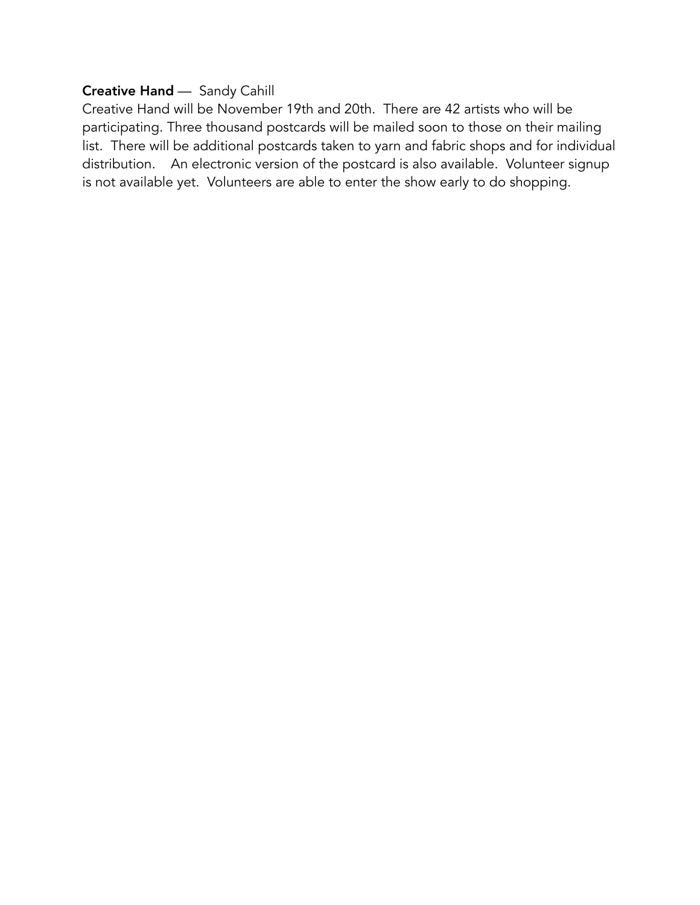**Creative Hand** — Sandy Cahill

Creative Hand will be November 19th and 20th. There are 42 artists who will be participating. Three thousand postcards will be mailed soon to those on their mailing list. There will be additional postcards taken to yarn and fabric shops and for individual distribution. An electronic version of the postcard is also available. Volunteer signup is not available yet. Volunteers are able to enter the show early to do shopping.